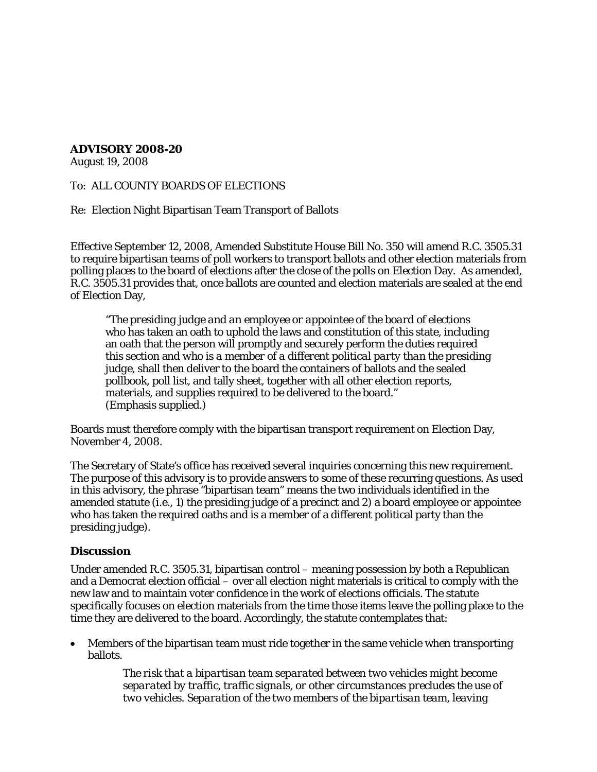**ADVISORY 2008-20**
August 19, 2008

To: ALL COUNTY BOARDS OF ELECTIONS

Re: Election Night Bipartisan Team Transport of Ballots

Effective September 12, 2008, Amended Substitute House Bill No. 350 will amend R.C. 3505.31 to require bipartisan teams of poll workers to transport ballots and other election materials from polling places to the board of elections after the close of the polls on Election Day. As amended, R.C. 3505.31 provides that, once ballots are counted and election materials are sealed at the end of Election Day,

> "*The presiding judge and an employee or appointee of the board of elections* who has taken an oath to uphold the laws and constitution of this state, including an oath that the person will promptly and securely perform the duties required this section and who is *a member of a different political party than the presiding judge*, shall then deliver to the board the containers of ballots and the sealed pollbook, poll list, and tally sheet, together with all other election reports, materials, and supplies required to be delivered to the board."
> (Emphasis supplied.)

Boards must therefore comply with the bipartisan transport requirement on Election Day, November 4, 2008.

The Secretary of State's office has received several inquiries concerning this new requirement. The purpose of this advisory is to provide answers to some of these recurring questions. As used in this advisory, the phrase "bipartisan team" means the two individuals identified in the amended statute (i.e., 1) the presiding judge of a precinct and 2) a board employee or appointee who has taken the required oaths and is a member of a different political party than the presiding judge).

### Discussion

Under amended R.C. 3505.31, bipartisan control – meaning possession by both a Republican and a Democrat election official – over all election night materials is critical to comply with the new law and to maintain voter confidence in the work of elections officials. The statute specifically focuses on election materials from the time those items leave the polling place to the time they are delivered to the board. Accordingly, the statute contemplates that:

- Members of the bipartisan team must ride together in the same vehicle when transporting ballots.

  *The risk that a bipartisan team separated between two vehicles might become separated by traffic, traffic signals, or other circumstances precludes the use of two vehicles. Separation of the two members of the bipartisan team, leaving*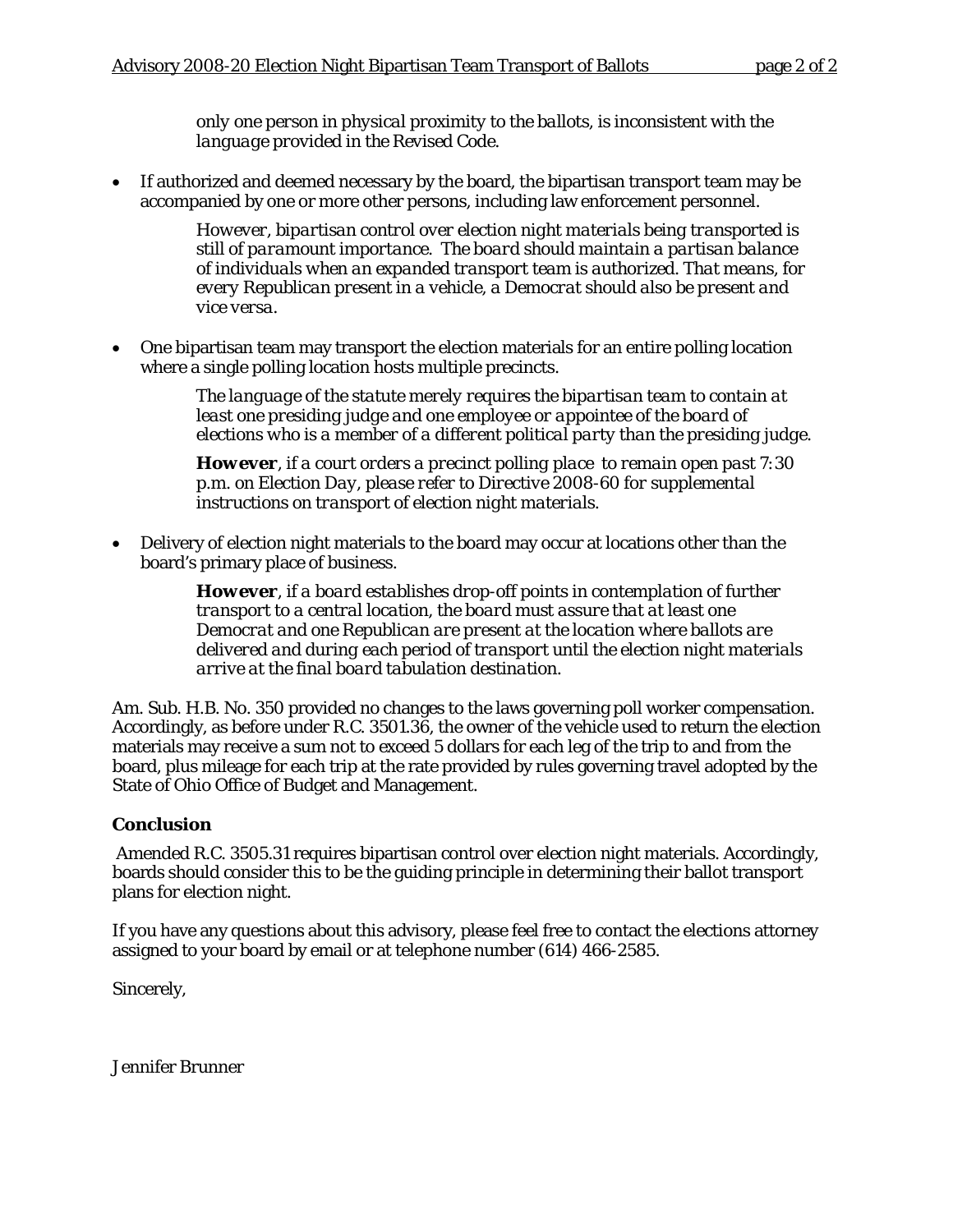*only one person in physical proximity to the ballots, is inconsistent with the language provided in the Revised Code.*

- If authorized and deemed necessary by the board, the bipartisan transport team may be accompanied by one or more other persons, including law enforcement personnel.

  *However, bipartisan control over election night materials being transported is still of paramount importance. The board should maintain a partisan balance of individuals when an expanded transport team is authorized. That means, for every Republican present in a vehicle, a Democrat should also be present and vice versa.*

- One bipartisan team may transport the election materials for an entire polling location where a single polling location hosts multiple precincts.

  *The language of the statute merely requires the bipartisan team to contain at least one presiding judge and one employee or appointee of the board of elections who is a member of a different political party than the presiding judge.*

  ***However**, if a court orders a precinct polling place to remain open past 7:30 p.m. on Election Day, please refer to Directive 2008-60 for supplemental instructions on transport of election night materials.*

- Delivery of election night materials to the board may occur at locations other than the board's primary place of business.

  ***However**, if a board establishes drop-off points in contemplation of further transport to a central location, the board must assure that at least one Democrat and one Republican are present at the location where ballots are delivered and during each period of transport until the election night materials arrive at the final board tabulation destination.*

Am. Sub. H.B. No. 350 provided no changes to the laws governing poll worker compensation. Accordingly, as before under R.C. 3501.36, the owner of the vehicle used to return the election materials may receive a sum not to exceed 5 dollars for each leg of the trip to and from the board, plus mileage for each trip at the rate provided by rules governing travel adopted by the State of Ohio Office of Budget and Management.

### Conclusion

Amended R.C. 3505.31 requires bipartisan control over election night materials. Accordingly, boards should consider this to be the guiding principle in determining their ballot transport plans for election night.

If you have any questions about this advisory, please feel free to contact the elections attorney assigned to your board by email or at telephone number (614) 466-2585.

Sincerely,

Jennifer Brunner